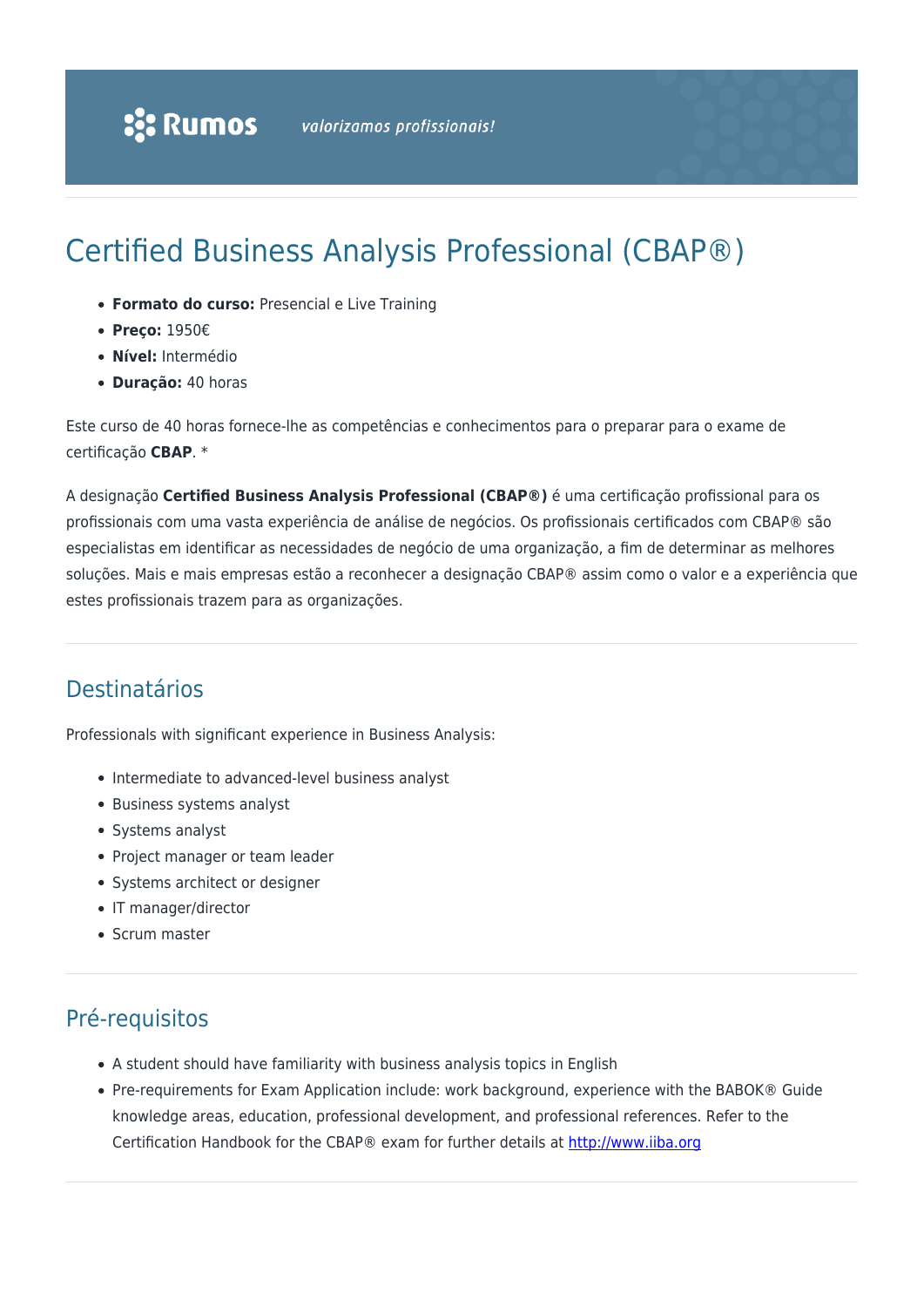# Certified Business Analysis Professional (CBAP®)

- **Formato do curso:** Presencial e Live Training
- **Preço:** 1950€
- **Nível:** Intermédio
- **Duração:** 40 horas

Este curso de 40 horas fornece-lhe as competências e conhecimentos para o preparar para o exame de certificação **CBAP**. *

A designação **Certified Business Analysis Professional (CBAP®)** é uma certificação profissional para os profissionais com uma vasta experiência de análise de negócios. Os profissionais certificados com CBAP® são especialistas em identificar as necessidades de negócio de uma organização, a fim de determinar as melhores soluções. Mais e mais empresas estão a reconhecer a designação CBAP® assim como o valor e a experiência que estes profissionais trazem para as organizações.

## Destinatários

Professionals with significant experience in Business Analysis:

- Intermediate to advanced-level business analyst
- Business systems analyst
- Systems analyst
- Project manager or team leader
- Systems architect or designer
- IT manager/director
- Scrum master

## Pré-requisitos

- A student should have familiarity with business analysis topics in English
- Pre-requirements for Exam Application include: work background, experience with the BABOK® Guide knowledge areas, education, professional development, and professional references. Refer to the Certification Handbook for the CBAP® exam for further details at [http://www.iiba.org](http://www.iiba.org)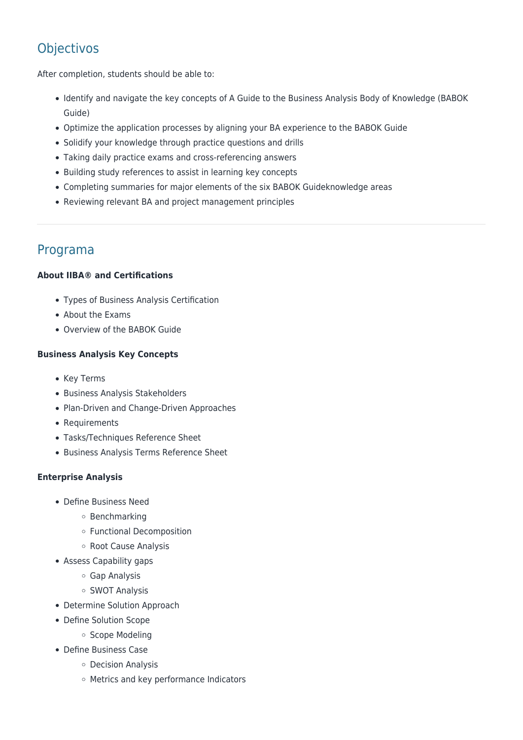## Objectivos

After completion, students should be able to:

- Identify and navigate the key concepts of A Guide to the Business Analysis Body of Knowledge (BABOK Guide)
- Optimize the application processes by aligning your BA experience to the BABOK Guide
- Solidify your knowledge through practice questions and drills
- Taking daily practice exams and cross-referencing answers
- Building study references to assist in learning key concepts
- Completing summaries for major elements of the six BABOK Guideknowledge areas
- Reviewing relevant BA and project management principles

---

## Programa

**About IIBA® and Certifications**

- Types of Business Analysis Certification
- About the Exams
- Overview of the BABOK Guide

**Business Analysis Key Concepts**

- Key Terms
- Business Analysis Stakeholders
- Plan-Driven and Change-Driven Approaches
- Requirements
- Tasks/Techniques Reference Sheet
- Business Analysis Terms Reference Sheet

**Enterprise Analysis**

- Define Business Need
  - Benchmarking
  - Functional Decomposition
  - Root Cause Analysis
- Assess Capability gaps
  - Gap Analysis
  - SWOT Analysis
- Determine Solution Approach
- Define Solution Scope
  - Scope Modeling
- Define Business Case
  - Decision Analysis
  - Metrics and key performance Indicators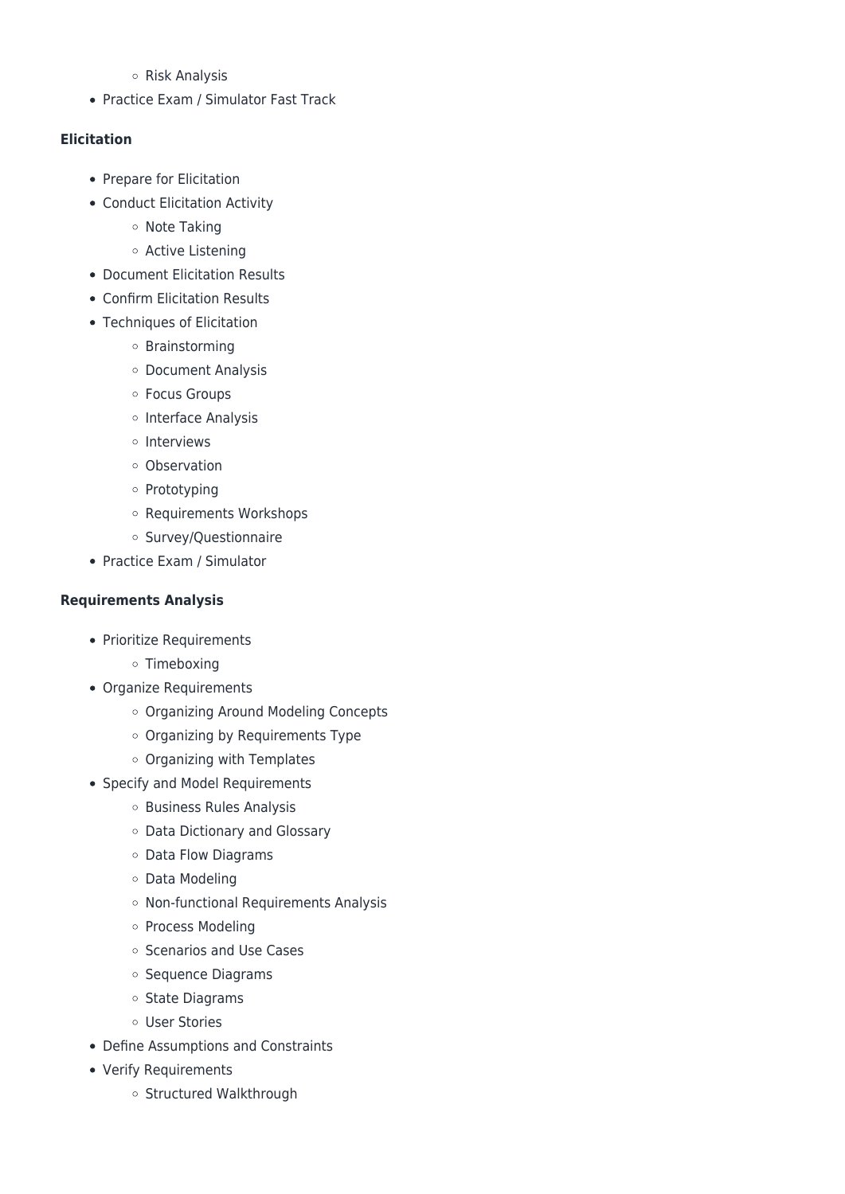- Risk Analysis
- Practice Exam / Simulator Fast Track

**Elicitation**

- Prepare for Elicitation
- Conduct Elicitation Activity
    - Note Taking
    - Active Listening
- Document Elicitation Results
- Confirm Elicitation Results
- Techniques of Elicitation
    - Brainstorming
    - Document Analysis
    - Focus Groups
    - Interface Analysis
    - Interviews
    - Observation
    - Prototyping
    - Requirements Workshops
    - Survey/Questionnaire
- Practice Exam / Simulator

**Requirements Analysis**

- Prioritize Requirements
    - Timeboxing
- Organize Requirements
    - Organizing Around Modeling Concepts
    - Organizing by Requirements Type
    - Organizing with Templates
- Specify and Model Requirements
    - Business Rules Analysis
    - Data Dictionary and Glossary
    - Data Flow Diagrams
    - Data Modeling
    - Non-functional Requirements Analysis
    - Process Modeling
    - Scenarios and Use Cases
    - Sequence Diagrams
    - State Diagrams
    - User Stories
- Define Assumptions and Constraints
- Verify Requirements
    - Structured Walkthrough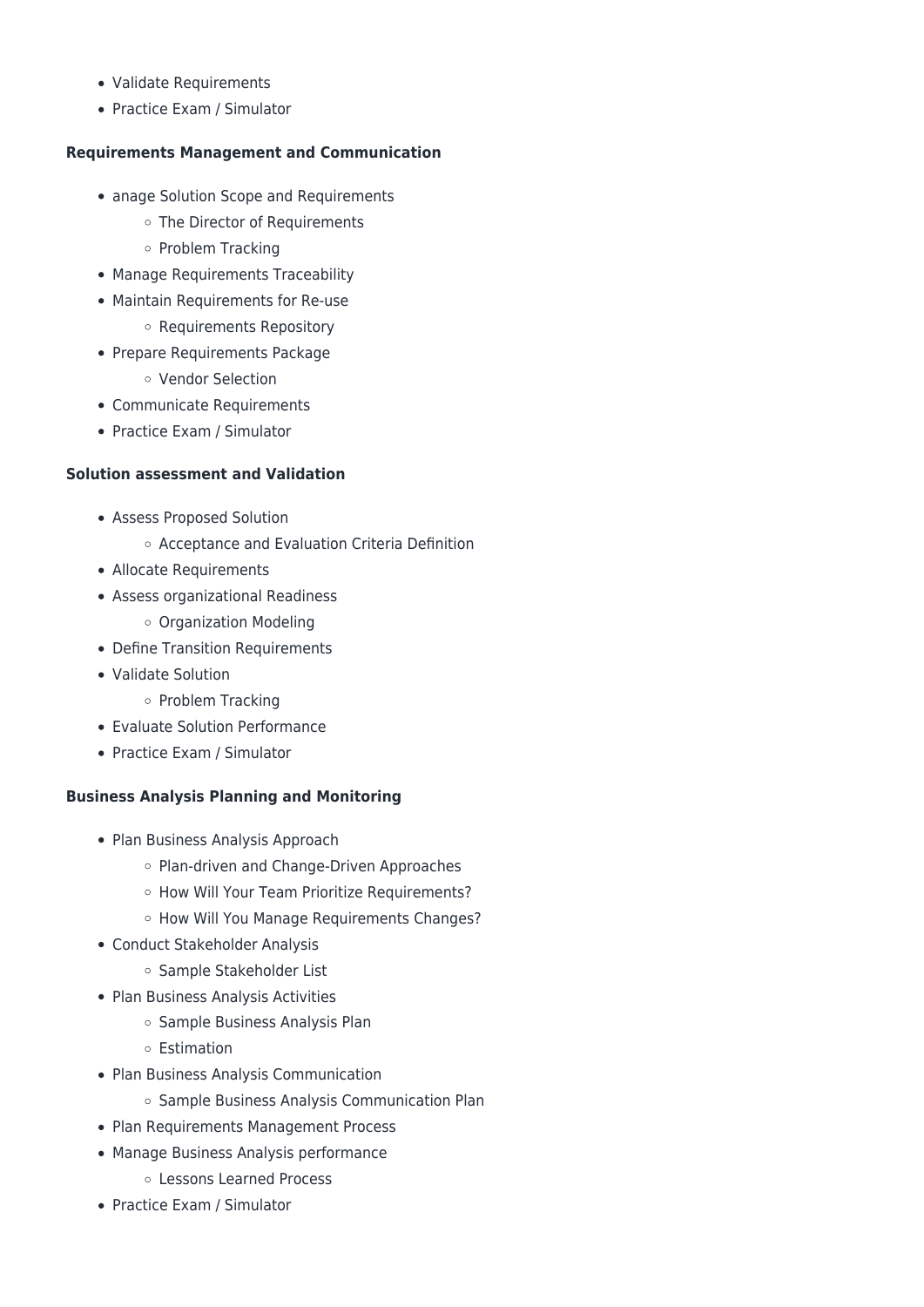- Validate Requirements
- Practice Exam / Simulator

**Requirements Management and Communication**

- anage Solution Scope and Requirements
  - The Director of Requirements
  - Problem Tracking
- Manage Requirements Traceability
- Maintain Requirements for Re-use
  - Requirements Repository
- Prepare Requirements Package
  - Vendor Selection
- Communicate Requirements
- Practice Exam / Simulator

**Solution assessment and Validation**

- Assess Proposed Solution
  - Acceptance and Evaluation Criteria Definition
- Allocate Requirements
- Assess organizational Readiness
  - Organization Modeling
- Define Transition Requirements
- Validate Solution
  - Problem Tracking
- Evaluate Solution Performance
- Practice Exam / Simulator

**Business Analysis Planning and Monitoring**

- Plan Business Analysis Approach
  - Plan-driven and Change-Driven Approaches
  - How Will Your Team Prioritize Requirements?
  - How Will You Manage Requirements Changes?
- Conduct Stakeholder Analysis
  - Sample Stakeholder List
- Plan Business Analysis Activities
  - Sample Business Analysis Plan
  - Estimation
- Plan Business Analysis Communication
  - Sample Business Analysis Communication Plan
- Plan Requirements Management Process
- Manage Business Analysis performance
  - Lessons Learned Process
- Practice Exam / Simulator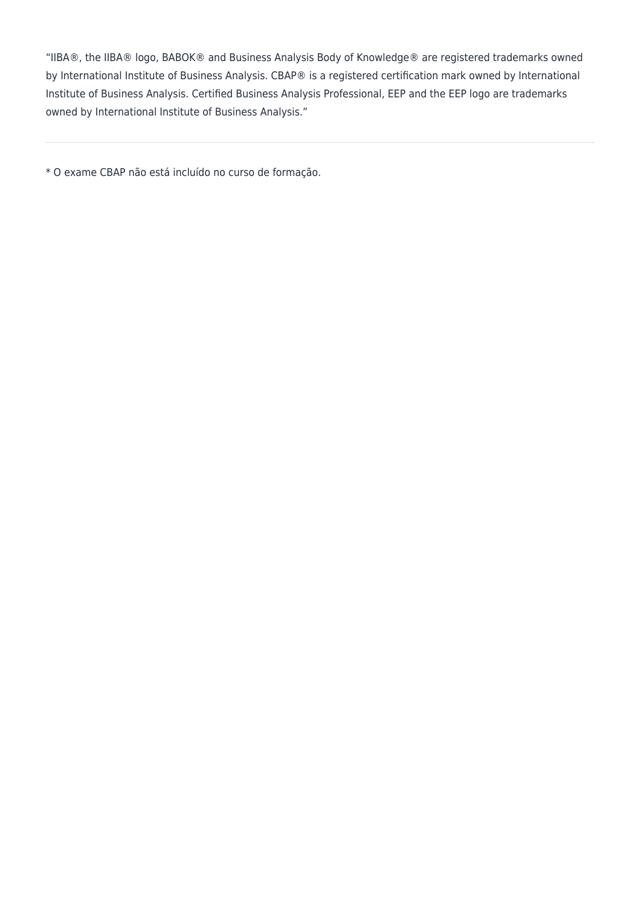“IIBA®, the IIBA® logo, BABOK® and Business Analysis Body of Knowledge® are registered trademarks owned by International Institute of Business Analysis. CBAP® is a registered certification mark owned by International Institute of Business Analysis. Certified Business Analysis Professional, EEP and the EEP logo are trademarks owned by International Institute of Business Analysis.”

---

* O exame CBAP não está incluído no curso de formação.